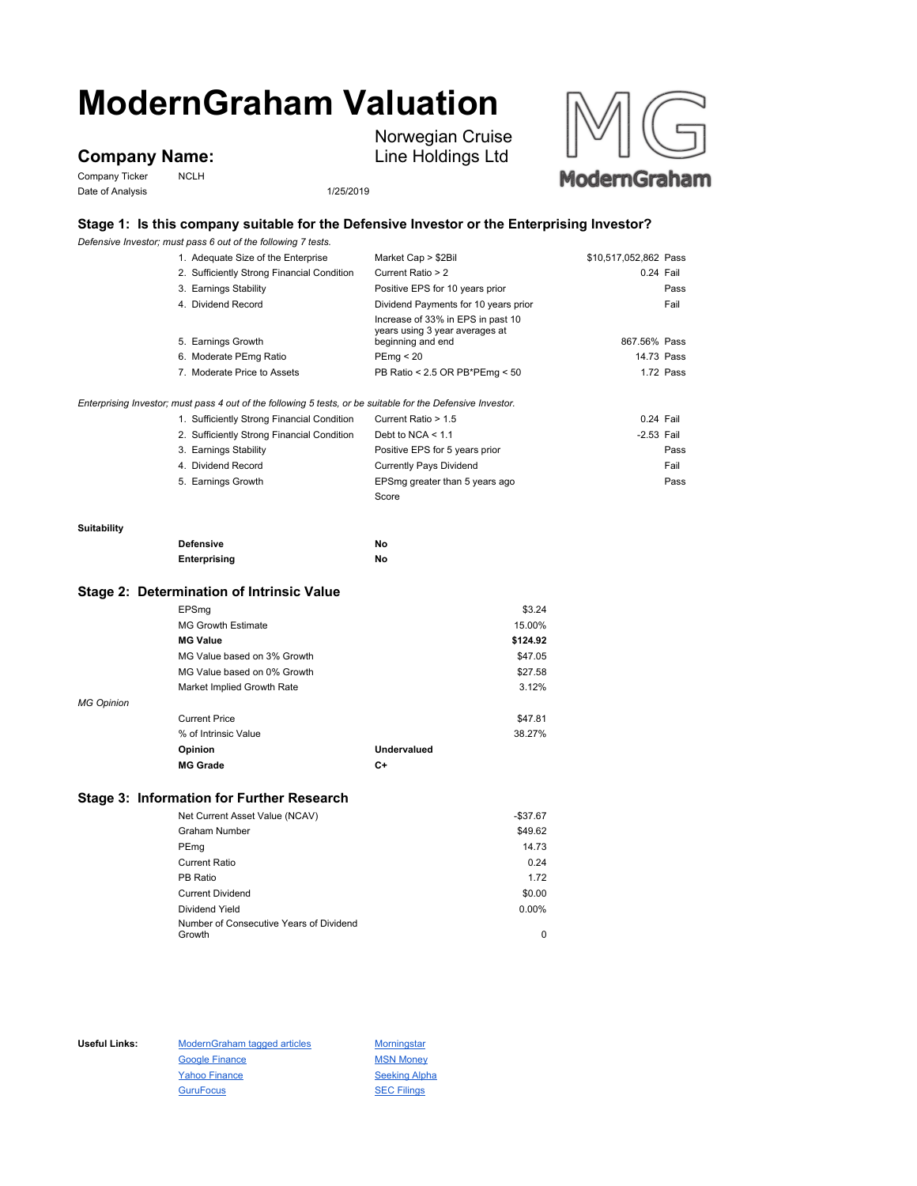# ModernGraham Valuation

## Company Name:

Norwegian Cruise Line Holdings Ltd

Company Ticker: NCLH

Date of Analysis: 1/25/2019

### Stage 1: Is this company suitable for the Defensive Investor or the Enterprising Investor?

*Defensive Investor; must pass 6 out of the following 7 tests.*

| Test | Criteria | Value | Result |
|---|---|---|---|
| 1. Adequate Size of the Enterprise | Market Cap > $2Bil | $10,517,052,862 | Pass |
| 2. Sufficiently Strong Financial Condition | Current Ratio > 2 | 0.24 | Fail |
| 3. Earnings Stability | Positive EPS for 10 years prior | | Pass |
| 4. Dividend Record | Dividend Payments for 10 years prior | | Fail |
| 5. Earnings Growth | Increase of 33% in EPS in past 10 years using 3 year averages at beginning and end | 867.56% | Pass |
| 6. Moderate PEmg Ratio | PEmg < 20 | 14.73 | Pass |
| 7. Moderate Price to Assets | PB Ratio < 2.5 OR PB*PEmg < 50 | 1.72 | Pass |

*Enterprising Investor; must pass 4 out of the following 5 tests, or be suitable for the Defensive Investor.*

| Test | Criteria | Value | Result |
|---|---|---|---|
| 1. Sufficiently Strong Financial Condition | Current Ratio > 1.5 | 0.24 | Fail |
| 2. Sufficiently Strong Financial Condition | Debt to NCA < 1.1 | -2.53 | Fail |
| 3. Earnings Stability | Positive EPS for 5 years prior | | Pass |
| 4. Dividend Record | Currently Pays Dividend | | Fail |
| 5. Earnings Growth | EPSmg greater than 5 years ago | | Pass |
| | Score | | |

**Suitability**

| | |
|---|---|
| **Defensive** | **No** |
| **Enterprising** | **No** |

### Stage 2: Determination of Intrinsic Value

| | | |
|---|---|---|
| EPSmg | | $3.24 |
| MG Growth Estimate | | 15.00% |
| **MG Value** | | **$124.92** |
| MG Value based on 3% Growth | | $47.05 |
| MG Value based on 0% Growth | | $27.58 |
| Market Implied Growth Rate | | 3.12% |

*MG Opinion*

| | | |
|---|---|---|
| Current Price | | $47.81 |
| % of Intrinsic Value | | 38.27% |
| **Opinion** | **Undervalued** | |
| **MG Grade** | **C+** | |

### Stage 3: Information for Further Research

| | |
|---|---|
| Net Current Asset Value (NCAV) | -$37.67 |
| Graham Number | $49.62 |
| PEmg | 14.73 |
| Current Ratio | 0.24 |
| PB Ratio | 1.72 |
| Current Dividend | $0.00 |
| Dividend Yield | 0.00% |
| Number of Consecutive Years of Dividend Growth | 0 |

**Useful Links:**

- ModernGraham tagged articles
- Google Finance
- Yahoo Finance
- GuruFocus
- Morningstar
- MSN Money
- Seeking Alpha
- SEC Filings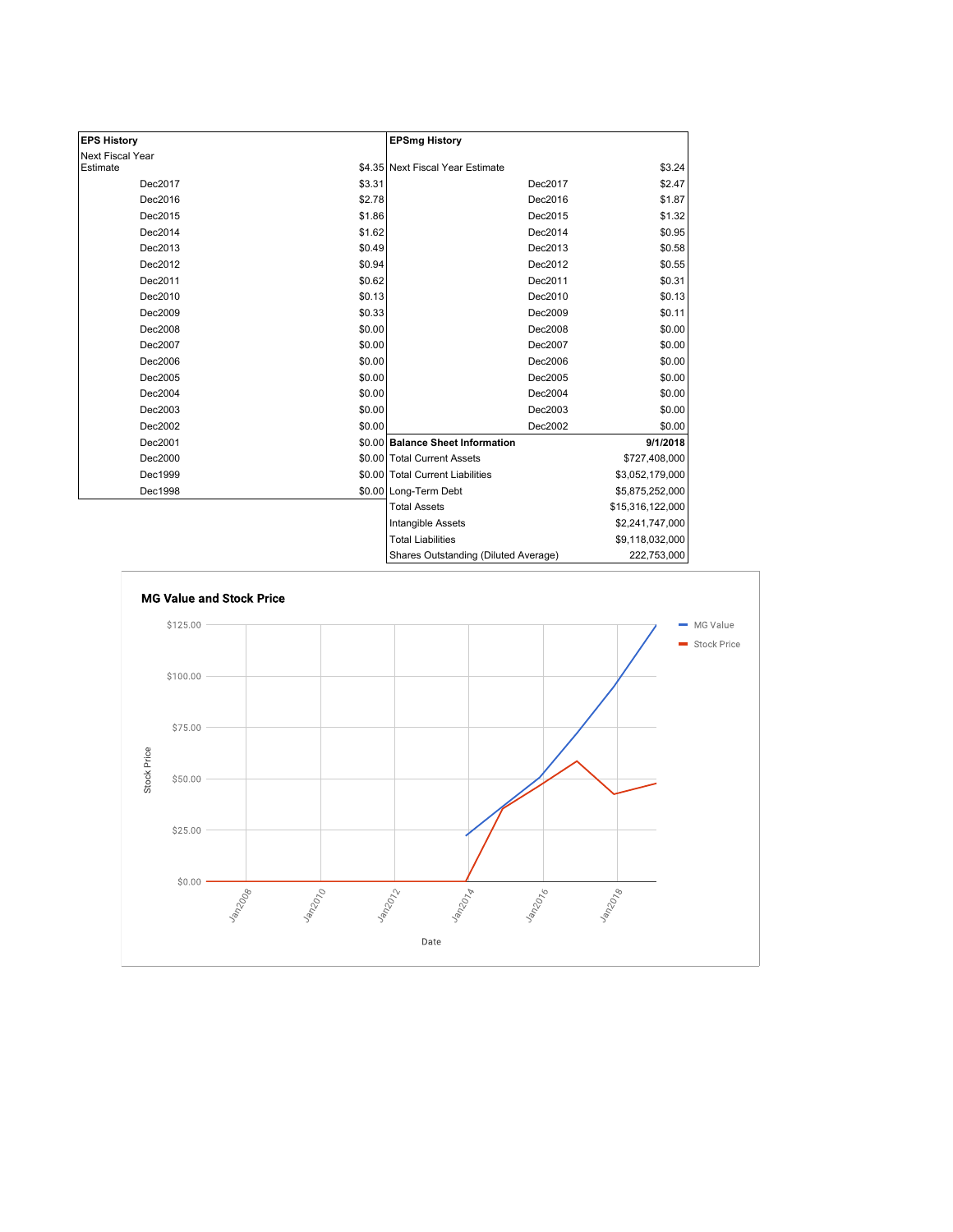| EPS History | |
|---|---|
| Next Fiscal Year Estimate | $4.35 |
| Dec2017 | $3.31 |
| Dec2016 | $2.78 |
| Dec2015 | $1.86 |
| Dec2014 | $1.62 |
| Dec2013 | $0.49 |
| Dec2012 | $0.94 |
| Dec2011 | $0.62 |
| Dec2010 | $0.13 |
| Dec2009 | $0.33 |
| Dec2008 | $0.00 |
| Dec2007 | $0.00 |
| Dec2006 | $0.00 |
| Dec2005 | $0.00 |
| Dec2004 | $0.00 |
| Dec2003 | $0.00 |
| Dec2002 | $0.00 |
| Dec2001 | $0.00 |
| Dec2000 | $0.00 |
| Dec1999 | $0.00 |
| Dec1998 | $0.00 |

| EPSmg History | |
|---|---|
| Next Fiscal Year Estimate | $3.24 |
| Dec2017 | $2.47 |
| Dec2016 | $1.87 |
| Dec2015 | $1.32 |
| Dec2014 | $0.95 |
| Dec2013 | $0.58 |
| Dec2012 | $0.55 |
| Dec2011 | $0.31 |
| Dec2010 | $0.13 |
| Dec2009 | $0.11 |
| Dec2008 | $0.00 |
| Dec2007 | $0.00 |
| Dec2006 | $0.00 |
| Dec2005 | $0.00 |
| Dec2004 | $0.00 |
| Dec2003 | $0.00 |
| Dec2002 | $0.00 |

| Balance Sheet Information | 9/1/2018 |
|---|---|
| Total Current Assets | $727,408,000 |
| Total Current Liabilities | $3,052,179,000 |
| Long-Term Debt | $5,875,252,000 |
| Total Assets | $15,316,122,000 |
| Intangible Assets | $2,241,747,000 |
| Total Liabilities | $9,118,032,000 |
| Shares Outstanding (Diluted Average) | 222,753,000 |

**MG Value and Stock Price**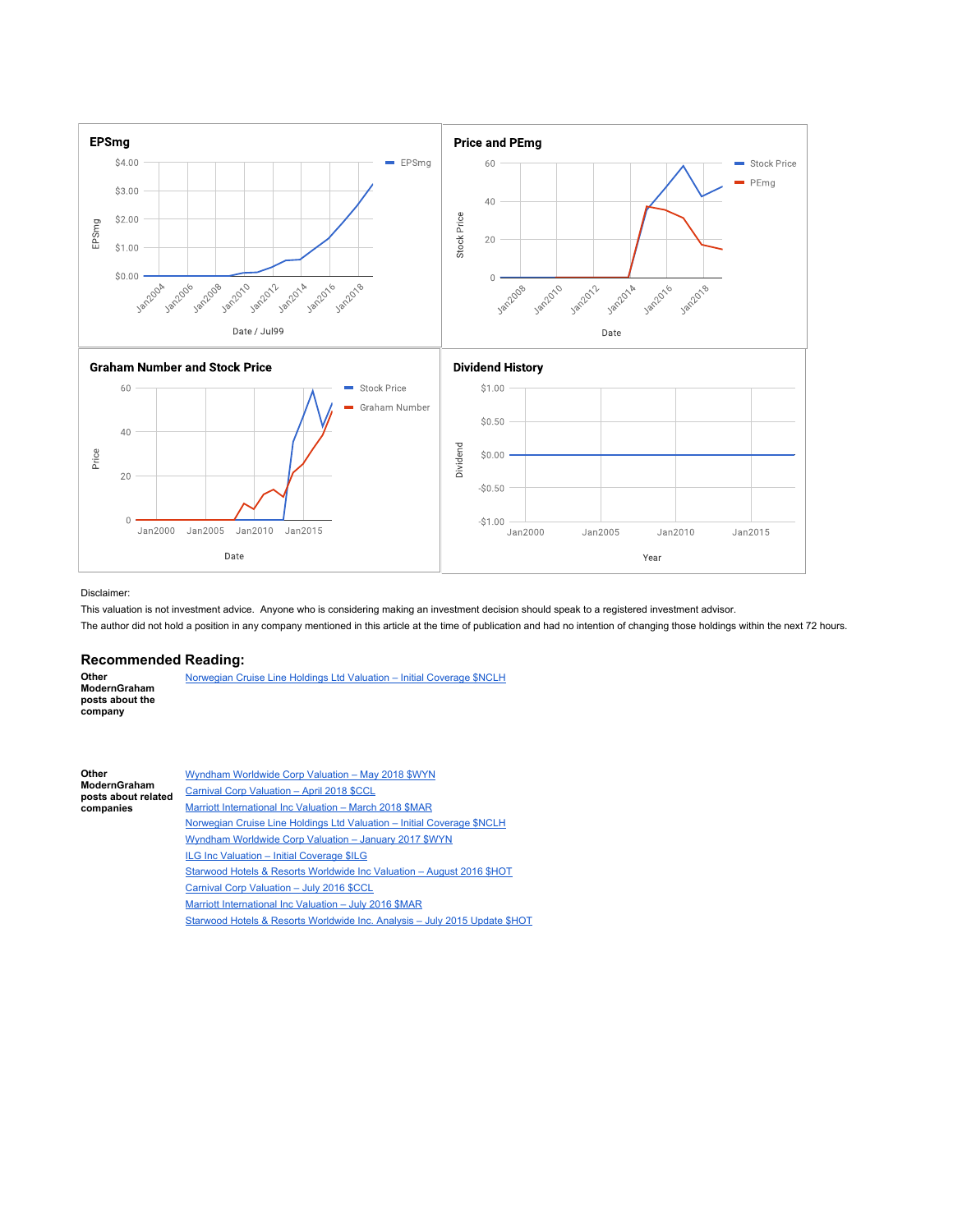EPSmg

$4.00
$3.00
$2.00
$1.00
$0.00

EPSmg

Jan2004 Jan2006 Jan2008 Jan2010 Jan2012 Jan2014 Jan2016 Jan2018

Date / Jul99

Price and PEmg

60
40
20
0

Stock Price

Stock Price
PEmg

Jan2008 Jan2010 Jan2012 Jan2014 Jan2016 Jan2018

Date

Graham Number and Stock Price

60
40
20
0

Price

Stock Price
Graham Number

Jan2000 Jan2005 Jan2010 Jan2015

Date

Dividend History

$1.00
$0.50
$0.00
-$0.50
-$1.00

Dividend

Jan2000 Jan2005 Jan2010 Jan2015

Year

Disclaimer:

This valuation is not investment advice. Anyone who is considering making an investment decision should speak to a registered investment advisor.

The author did not hold a position in any company mentioned in this article at the time of publication and had no intention of changing those holdings within the next 72 hours.

## Recommended Reading:

**Other ModernGraham posts about the company**

[Norwegian Cruise Line Holdings Ltd Valuation – Initial Coverage $NCLH](#)

**Other ModernGraham posts about related companies**

[Wyndham Worldwide Corp Valuation – May 2018 $WYN](#)
[Carnival Corp Valuation – April 2018 $CCL](#)
[Marriott International Inc Valuation – March 2018 $MAR](#)
[Norwegian Cruise Line Holdings Ltd Valuation – Initial Coverage $NCLH](#)
[Wyndham Worldwide Corp Valuation – January 2017 $WYN](#)
[ILG Inc Valuation – Initial Coverage $ILG](#)
[Starwood Hotels & Resorts Worldwide Inc Valuation – August 2016 $HOT](#)
[Carnival Corp Valuation – July 2016 $CCL](#)
[Marriott International Inc Valuation – July 2016 $MAR](#)
[Starwood Hotels & Resorts Worldwide Inc. Analysis – July 2015 Update $HOT](#)